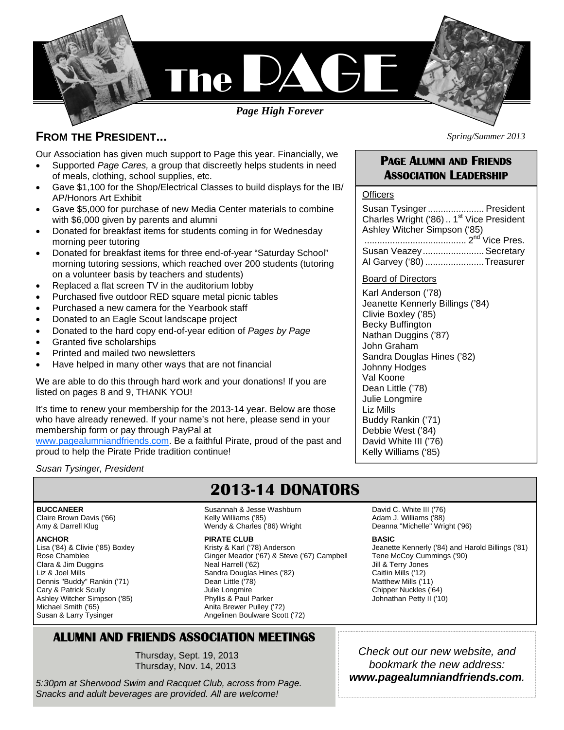# The PAGE

*Page High Forever*

*Spring/Summer 2013*

## FROM THE PRESIDENT...

Our Association has given much support to Page this year. Financially, we

- Supported *Page Cares,* a group that discreetly helps students in need of meals, clothing, school supplies, etc.
- Gave $1,100 for the Shop/Electrical Classes to build displays for the IB/ AP/Honors Art Exhibit
- Gave $5,000 for purchase of new Media Center materials to combine with $6,000 given by parents and alumni
- Donated for breakfast items for students coming in for Wednesday morning peer tutoring
- Donated for breakfast items for three end-of-year "Saturday School" morning tutoring sessions, which reached over 200 students (tutoring on a volunteer basis by teachers and students)
- Replaced a flat screen TV in the auditorium lobby
- Purchased five outdoor RED square metal picnic tables
- Purchased a new camera for the Yearbook staff
- Donated to an Eagle Scout landscape project
- Donated to the hard copy end-of-year edition of *Pages by Page*
- Granted five scholarships
- Printed and mailed two newsletters
- Have helped in many other ways that are not financial

We are able to do this through hard work and your donations! If you are listed on pages 8 and 9, THANK YOU!

It's time to renew your membership for the 2013-14 year. Below are those who have already renewed. If your name's not here, please send in your membership form or pay through PayPal at www.pagealumniandfriends.com. Be a faithful Pirate, proud of the past and proud to help the Pirate Pride tradition continue!

*Susan Tysinger, President*

## PAGE ALUMNI AND FRIENDS ASSOCIATION LEADERSHIP

**Officers**

Susan Tysinger ...................... President
Charles Wright ('86) .. 1st Vice President
Ashley Witcher Simpson ('85) ........................................ 2nd Vice Pres.
Susan Veazey ........................ Secretary
Al Garvey ('80) ....................... Treasurer

**Board of Directors**

Karl Anderson ('78)
Jeanette Kennerly Billings ('84)
Clivie Boxley ('85)
Becky Buffington
Nathan Duggins ('87)
John Graham
Sandra Douglas Hines ('82)
Johnny Hodges
Val Koone
Dean Little ('78)
Julie Longmire
Liz Mills
Buddy Rankin ('71)
Debbie West ('84)
David White III ('76)
Kelly Williams ('85)

## 2013-14 DONATORS

**BUCCANEER**
Claire Brown Davis ('66)
Amy & Darrell Klug
Susannah & Jesse Washburn
Kelly Williams ('85)
Wendy & Charles ('86) Wright
David C. White III ('76)
Adam J. Williams ('88)
Deanna "Michelle" Wright ('96)

**ANCHOR**
Lisa ('84) & Clivie ('85) Boxley
Rose Chamblee
Clara & Jim Duggins
Liz & Joel Mills
Dennis "Buddy" Rankin ('71)
Cary & Patrick Scully
Ashley Witcher Simpson ('85)
Michael Smith ('65)
Susan & Larry Tysinger

**PIRATE CLUB**
Kristy & Karl ('78) Anderson
Ginger Meador ('67) & Steve ('67) Campbell
Neal Harrell ('62)
Sandra Douglas Hines ('82)
Dean Little ('78)
Julie Longmire
Phyllis & Paul Parker
Anita Brewer Pulley ('72)
Angelinen Boulware Scott ('72)

**BASIC**
Jeanette Kennerly ('84) and Harold Billings ('81)
Tene McCoy Cummings ('90)
Jill & Terry Jones
Caitlin Mills ('12)
Matthew Mills ('11)
Chipper Nuckles ('64)
Johnathan Petty II ('10)

## ALUMNI AND FRIENDS ASSOCIATION MEETINGS

Thursday, Sept. 19, 2013
Thursday, Nov. 14, 2013

*5:30pm at Sherwood Swim and Racquet Club, across from Page. Snacks and adult beverages are provided. All are welcome!*

*Check out our new website, and bookmark the new address:* ***www.pagealumniandfriends.com****.*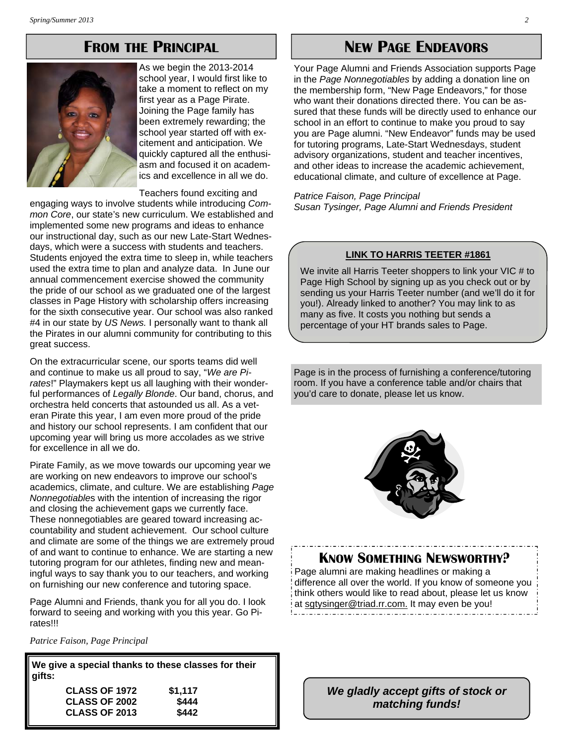## From the Principal

As we begin the 2013-2014 school year, I would first like to take a moment to reflect on my first year as a Page Pirate. Joining the Page family has been extremely rewarding; the school year started off with excitement and anticipation. We quickly captured all the enthusiasm and focused it on academics and excellence in all we do.

Teachers found exciting and engaging ways to involve students while introducing *Common Core*, our state's new curriculum. We established and implemented some new programs and ideas to enhance our instructional day, such as our new Late-Start Wednesdays, which were a success with students and teachers. Students enjoyed the extra time to sleep in, while teachers used the extra time to plan and analyze data. In June our annual commencement exercise showed the community the pride of our school as we graduated one of the largest classes in Page History with scholarship offers increasing for the sixth consecutive year. Our school was also ranked #4 in our state by *US News.* I personally want to thank all the Pirates in our alumni community for contributing to this great success.

On the extracurricular scene, our sports teams did well and continue to make us all proud to say, "*We are Pirates*!" Playmakers kept us all laughing with their wonderful performances of *Legally Blonde*. Our band, chorus, and orchestra held concerts that astounded us all. As a veteran Pirate this year, I am even more proud of the pride and history our school represents. I am confident that our upcoming year will bring us more accolades as we strive for excellence in all we do.

Pirate Family, as we move towards our upcoming year we are working on new endeavors to improve our school's academics, climate, and culture. We are establishing *Page Nonnegotiables* with the intention of increasing the rigor and closing the achievement gaps we currently face. These nonnegotiables are geared toward increasing accountability and student achievement. Our school culture and climate are some of the things we are extremely proud of and want to continue to enhance. We are starting a new tutoring program for our athletes, finding new and meaningful ways to say thank you to our teachers, and working on furnishing our new conference and tutoring space.

Page Alumni and Friends, thank you for all you do. I look forward to seeing and working with you this year. Go Pirates!!!

*Patrice Faison, Page Principal*

**We give a special thanks to these classes for their gifts:**

| | |
|---|---|
| **CLASS OF 1972** | **$1,117** |
| **CLASS OF 2002** | **$444** |
| **CLASS OF 2013** | **$442** |

## New Page Endeavors

Your Page Alumni and Friends Association supports Page in the *Page Nonnegotiables* by adding a donation line on the membership form, "New Page Endeavors," for those who want their donations directed there. You can be assured that these funds will be directly used to enhance our school in an effort to continue to make you proud to say you are Page alumni. "New Endeavor" funds may be used for tutoring programs, Late-Start Wednesdays, student advisory organizations, student and teacher incentives, and other ideas to increase the academic achievement, educational climate, and culture of excellence at Page.

*Patrice Faison, Page Principal*
*Susan Tysinger, Page Alumni and Friends President*

**LINK TO HARRIS TEETER #1861**

We invite all Harris Teeter shoppers to link your VIC # to Page High School by signing up as you check out or by sending us your Harris Teeter number (and we'll do it for you!). Already linked to another? You may link to as many as five. It costs you nothing but sends a percentage of your HT brands sales to Page.

Page is in the process of furnishing a conference/tutoring room. If you have a conference table and/or chairs that you'd care to donate, please let us know.

## Know Something Newsworthy?

Page alumni are making headlines or making a difference all over the world. If you know of someone you think others would like to read about, please let us know at sgtysinger@triad.rr.com. It may even be you!

***We gladly accept gifts of stock or matching funds!***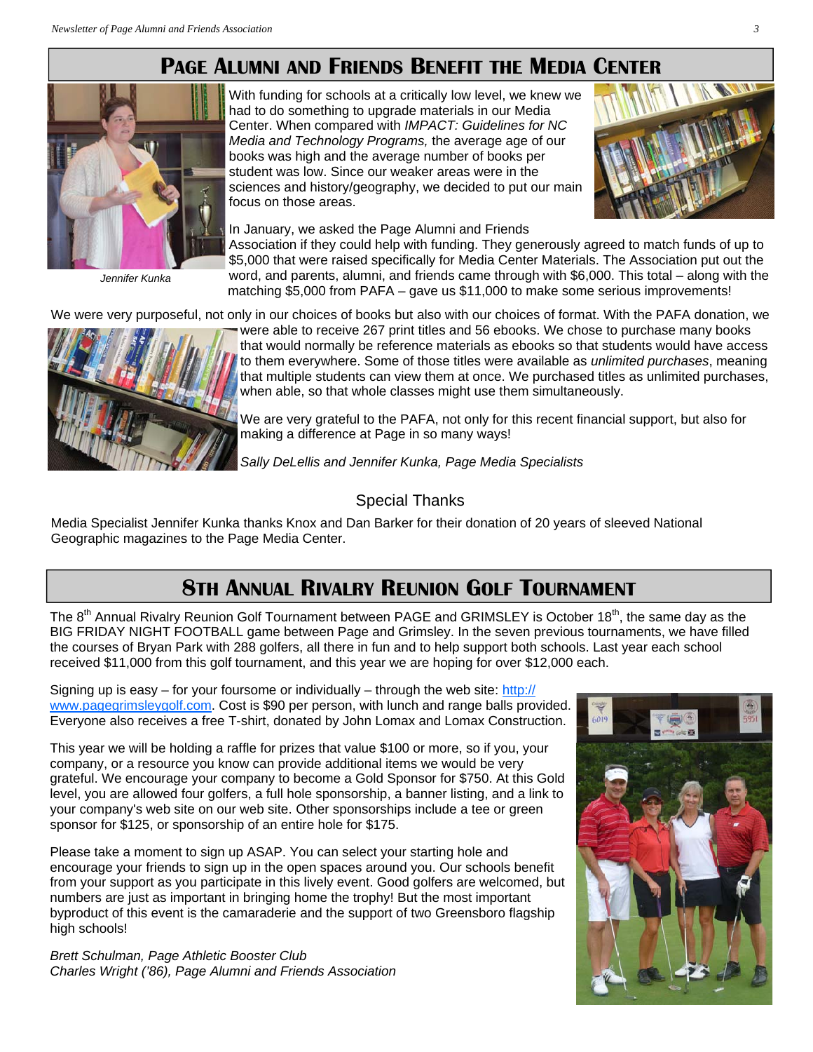## PAGE ALUMNI AND FRIENDS BENEFIT THE MEDIA CENTER

Jennifer Kunka

With funding for schools at a critically low level, we knew we had to do something to upgrade materials in our Media Center. When compared with *IMPACT: Guidelines for NC Media and Technology Programs,* the average age of our books was high and the average number of books per student was low. Since our weaker areas were in the sciences and history/geography, we decided to put our main focus on those areas.

In January, we asked the Page Alumni and Friends Association if they could help with funding. They generously agreed to match funds of up to $5,000 that were raised specifically for Media Center Materials. The Association put out the word, and parents, alumni, and friends came through with $6,000. This total – along with the matching $5,000 from PAFA – gave us $11,000 to make some serious improvements!

We were very purposeful, not only in our choices of books but also with our choices of format. With the PAFA donation, we were able to receive 267 print titles and 56 ebooks. We chose to purchase many books that would normally be reference materials as ebooks so that students would have access to them everywhere. Some of those titles were available as *unlimited purchases*, meaning that multiple students can view them at once. We purchased titles as unlimited purchases, when able, so that whole classes might use them simultaneously.

We are very grateful to the PAFA, not only for this recent financial support, but also for making a difference at Page in so many ways!

*Sally DeLellis and Jennifer Kunka, Page Media Specialists*

### Special Thanks

Media Specialist Jennifer Kunka thanks Knox and Dan Barker for their donation of 20 years of sleeved National Geographic magazines to the Page Media Center.

## 8TH ANNUAL RIVALRY REUNION GOLF TOURNAMENT

The 8th Annual Rivalry Reunion Golf Tournament between PAGE and GRIMSLEY is October 18th, the same day as the BIG FRIDAY NIGHT FOOTBALL game between Page and Grimsley. In the seven previous tournaments, we have filled the courses of Bryan Park with 288 golfers, all there in fun and to help support both schools. Last year each school received $11,000 from this golf tournament, and this year we are hoping for over $12,000 each.

Signing up is easy – for your foursome or individually – through the web site: http://www.pagegrimsleygolf.com. Cost is $90 per person, with lunch and range balls provided. Everyone also receives a free T-shirt, donated by John Lomax and Lomax Construction.

This year we will be holding a raffle for prizes that value $100 or more, so if you, your company, or a resource you know can provide additional items we would be very grateful. We encourage your company to become a Gold Sponsor for $750. At this Gold level, you are allowed four golfers, a full hole sponsorship, a banner listing, and a link to your company's web site on our web site. Other sponsorships include a tee or green sponsor for $125, or sponsorship of an entire hole for $175.

Please take a moment to sign up ASAP. You can select your starting hole and encourage your friends to sign up in the open spaces around you. Our schools benefit from your support as you participate in this lively event. Good golfers are welcomed, but numbers are just as important in bringing home the trophy! But the most important byproduct of this event is the camaraderie and the support of two Greensboro flagship high schools!

*Brett Schulman, Page Athletic Booster Club*
*Charles Wright ('86), Page Alumni and Friends Association*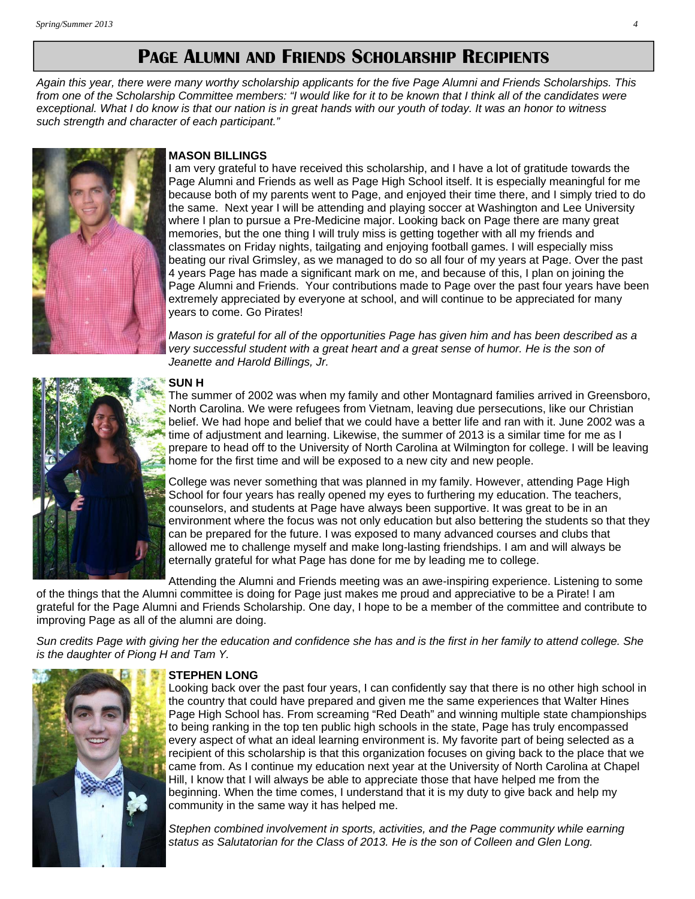# PAGE ALUMNI AND FRIENDS SCHOLARSHIP RECIPIENTS

*Again this year, there were many worthy scholarship applicants for the five Page Alumni and Friends Scholarships. This from one of the Scholarship Committee members: "I would like for it to be known that I think all of the candidates were exceptional. What I do know is that our nation is in great hands with our youth of today. It was an honor to witness such strength and character of each participant."*

**MASON BILLINGS**

I am very grateful to have received this scholarship, and I have a lot of gratitude towards the Page Alumni and Friends as well as Page High School itself. It is especially meaningful for me because both of my parents went to Page, and enjoyed their time there, and I simply tried to do the same. Next year I will be attending and playing soccer at Washington and Lee University where I plan to pursue a Pre-Medicine major. Looking back on Page there are many great memories, but the one thing I will truly miss is getting together with all my friends and classmates on Friday nights, tailgating and enjoying football games. I will especially miss beating our rival Grimsley, as we managed to do so all four of my years at Page. Over the past 4 years Page has made a significant mark on me, and because of this, I plan on joining the Page Alumni and Friends. Your contributions made to Page over the past four years have been extremely appreciated by everyone at school, and will continue to be appreciated for many years to come. Go Pirates!

*Mason is grateful for all of the opportunities Page has given him and has been described as a very successful student with a great heart and a great sense of humor. He is the son of Jeanette and Harold Billings, Jr.*

**SUN H**

The summer of 2002 was when my family and other Montagnard families arrived in Greensboro, North Carolina. We were refugees from Vietnam, leaving due persecutions, like our Christian belief. We had hope and belief that we could have a better life and ran with it. June 2002 was a time of adjustment and learning. Likewise, the summer of 2013 is a similar time for me as I prepare to head off to the University of North Carolina at Wilmington for college. I will be leaving home for the first time and will be exposed to a new city and new people.

College was never something that was planned in my family. However, attending Page High School for four years has really opened my eyes to furthering my education. The teachers, counselors, and students at Page have always been supportive. It was great to be in an environment where the focus was not only education but also bettering the students so that they can be prepared for the future. I was exposed to many advanced courses and clubs that allowed me to challenge myself and make long-lasting friendships. I am and will always be eternally grateful for what Page has done for me by leading me to college.

Attending the Alumni and Friends meeting was an awe-inspiring experience. Listening to some of the things that the Alumni committee is doing for Page just makes me proud and appreciative to be a Pirate! I am grateful for the Page Alumni and Friends Scholarship. One day, I hope to be a member of the committee and contribute to improving Page as all of the alumni are doing.

*Sun credits Page with giving her the education and confidence she has and is the first in her family to attend college. She is the daughter of Piong H and Tam Y.*

**STEPHEN LONG**

Looking back over the past four years, I can confidently say that there is no other high school in the country that could have prepared and given me the same experiences that Walter Hines Page High School has. From screaming "Red Death" and winning multiple state championships to being ranking in the top ten public high schools in the state, Page has truly encompassed every aspect of what an ideal learning environment is. My favorite part of being selected as a recipient of this scholarship is that this organization focuses on giving back to the place that we came from. As I continue my education next year at the University of North Carolina at Chapel Hill, I know that I will always be able to appreciate those that have helped me from the beginning. When the time comes, I understand that it is my duty to give back and help my community in the same way it has helped me.

*Stephen combined involvement in sports, activities, and the Page community while earning status as Salutatorian for the Class of 2013. He is the son of Colleen and Glen Long.*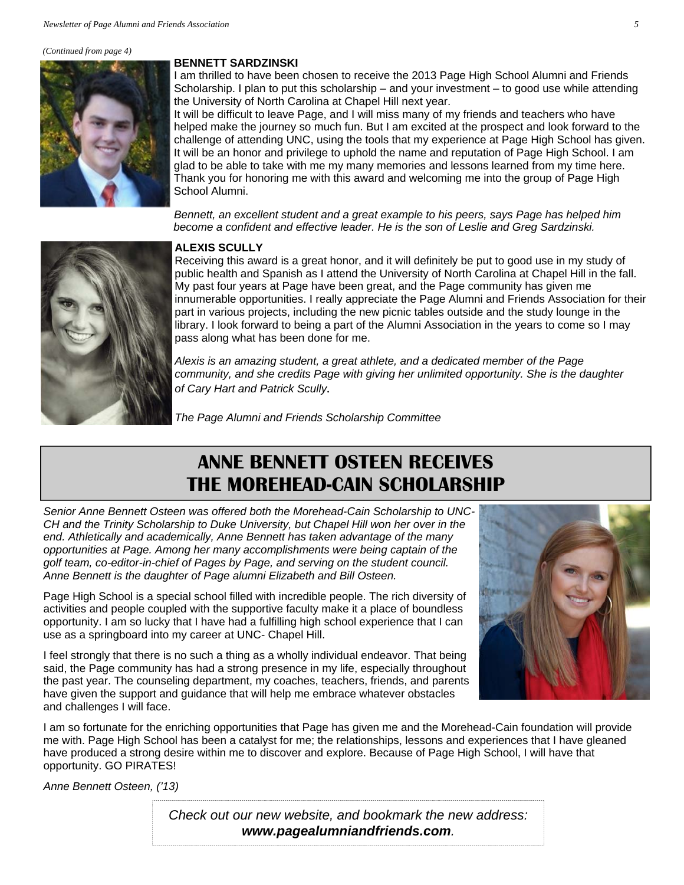*(Continued from page 4)*

**BENNETT SARDZINSKI**

I am thrilled to have been chosen to receive the 2013 Page High School Alumni and Friends Scholarship. I plan to put this scholarship – and your investment – to good use while attending the University of North Carolina at Chapel Hill next year.

It will be difficult to leave Page, and I will miss many of my friends and teachers who have helped make the journey so much fun. But I am excited at the prospect and look forward to the challenge of attending UNC, using the tools that my experience at Page High School has given. It will be an honor and privilege to uphold the name and reputation of Page High School. I am glad to be able to take with me my many memories and lessons learned from my time here. Thank you for honoring me with this award and welcoming me into the group of Page High School Alumni.

*Bennett, an excellent student and a great example to his peers, says Page has helped him become a confident and effective leader. He is the son of Leslie and Greg Sardzinski.*

**ALEXIS SCULLY**

Receiving this award is a great honor, and it will definitely be put to good use in my study of public health and Spanish as I attend the University of North Carolina at Chapel Hill in the fall. My past four years at Page have been great, and the Page community has given me innumerable opportunities. I really appreciate the Page Alumni and Friends Association for their part in various projects, including the new picnic tables outside and the study lounge in the library. I look forward to being a part of the Alumni Association in the years to come so I may pass along what has been done for me.

*Alexis is an amazing student, a great athlete, and a dedicated member of the Page community, and she credits Page with giving her unlimited opportunity. She is the daughter of Cary Hart and Patrick Scully.*

*The Page Alumni and Friends Scholarship Committee*

## ANNE BENNETT OSTEEN RECEIVES THE MOREHEAD-CAIN SCHOLARSHIP

*Senior Anne Bennett Osteen was offered both the Morehead-Cain Scholarship to UNC-CH and the Trinity Scholarship to Duke University, but Chapel Hill won her over in the end. Athletically and academically, Anne Bennett has taken advantage of the many opportunities at Page. Among her many accomplishments were being captain of the golf team, co-editor-in-chief of Pages by Page, and serving on the student council. Anne Bennett is the daughter of Page alumni Elizabeth and Bill Osteen.*

Page High School is a special school filled with incredible people. The rich diversity of activities and people coupled with the supportive faculty make it a place of boundless opportunity. I am so lucky that I have had a fulfilling high school experience that I can use as a springboard into my career at UNC- Chapel Hill.

I feel strongly that there is no such a thing as a wholly individual endeavor. That being said, the Page community has had a strong presence in my life, especially throughout the past year. The counseling department, my coaches, teachers, friends, and parents have given the support and guidance that will help me embrace whatever obstacles and challenges I will face.

I am so fortunate for the enriching opportunities that Page has given me and the Morehead-Cain foundation will provide me with. Page High School has been a catalyst for me; the relationships, lessons and experiences that I have gleaned have produced a strong desire within me to discover and explore. Because of Page High School, I will have that opportunity. GO PIRATES!

*Anne Bennett Osteen, ('13)*

*Check out our new website, and bookmark the new address:* ***www.pagealumniandfriends.com****.*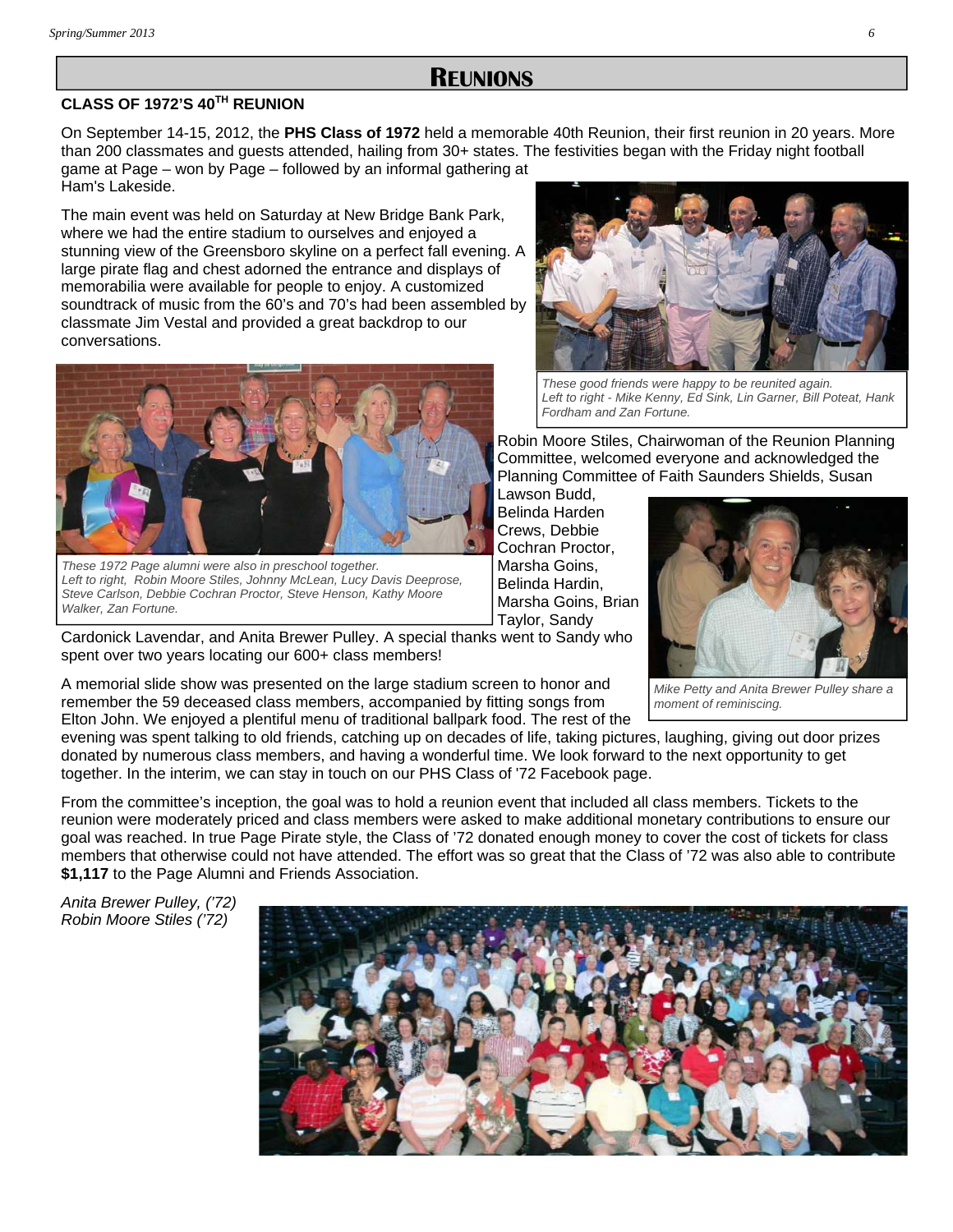# REUNIONS

## CLASS OF 1972'S 40TH REUNION

On September 14-15, 2012, the **PHS Class of 1972** held a memorable 40th Reunion, their first reunion in 20 years. More than 200 classmates and guests attended, hailing from 30+ states. The festivities began with the Friday night football game at Page – won by Page – followed by an informal gathering at Ham's Lakeside.

The main event was held on Saturday at New Bridge Bank Park, where we had the entire stadium to ourselves and enjoyed a stunning view of the Greensboro skyline on a perfect fall evening. A large pirate flag and chest adorned the entrance and displays of memorabilia were available for people to enjoy. A customized soundtrack of music from the 60's and 70's had been assembled by classmate Jim Vestal and provided a great backdrop to our conversations.

*These good friends were happy to be reunited again. Left to right - Mike Kenny, Ed Sink, Lin Garner, Bill Poteat, Hank Fordham and Zan Fortune.*

*These 1972 Page alumni were also in preschool together. Left to right, Robin Moore Stiles, Johnny McLean, Lucy Davis Deeprose, Steve Carlson, Debbie Cochran Proctor, Steve Henson, Kathy Moore Walker, Zan Fortune.*

Robin Moore Stiles, Chairwoman of the Reunion Planning Committee, welcomed everyone and acknowledged the Planning Committee of Faith Saunders Shields, Susan Lawson Budd, Belinda Harden Crews, Debbie Cochran Proctor, Marsha Goins, Belinda Hardin, Marsha Goins, Brian Taylor, Sandy Cardonick Lavendar, and Anita Brewer Pulley. A special thanks went to Sandy who spent over two years locating our 600+ class members!

*Mike Petty and Anita Brewer Pulley share a moment of reminiscing.*

A memorial slide show was presented on the large stadium screen to honor and remember the 59 deceased class members, accompanied by fitting songs from Elton John. We enjoyed a plentiful menu of traditional ballpark food. The rest of the evening was spent talking to old friends, catching up on decades of life, taking pictures, laughing, giving out door prizes donated by numerous class members, and having a wonderful time. We look forward to the next opportunity to get together. In the interim, we can stay in touch on our PHS Class of '72 Facebook page.

From the committee's inception, the goal was to hold a reunion event that included all class members. Tickets to the reunion were moderately priced and class members were asked to make additional monetary contributions to ensure our goal was reached. In true Page Pirate style, the Class of '72 donated enough money to cover the cost of tickets for class members that otherwise could not have attended. The effort was so great that the Class of '72 was also able to contribute **$1,117** to the Page Alumni and Friends Association.

*Anita Brewer Pulley, ('72)*
*Robin Moore Stiles ('72)*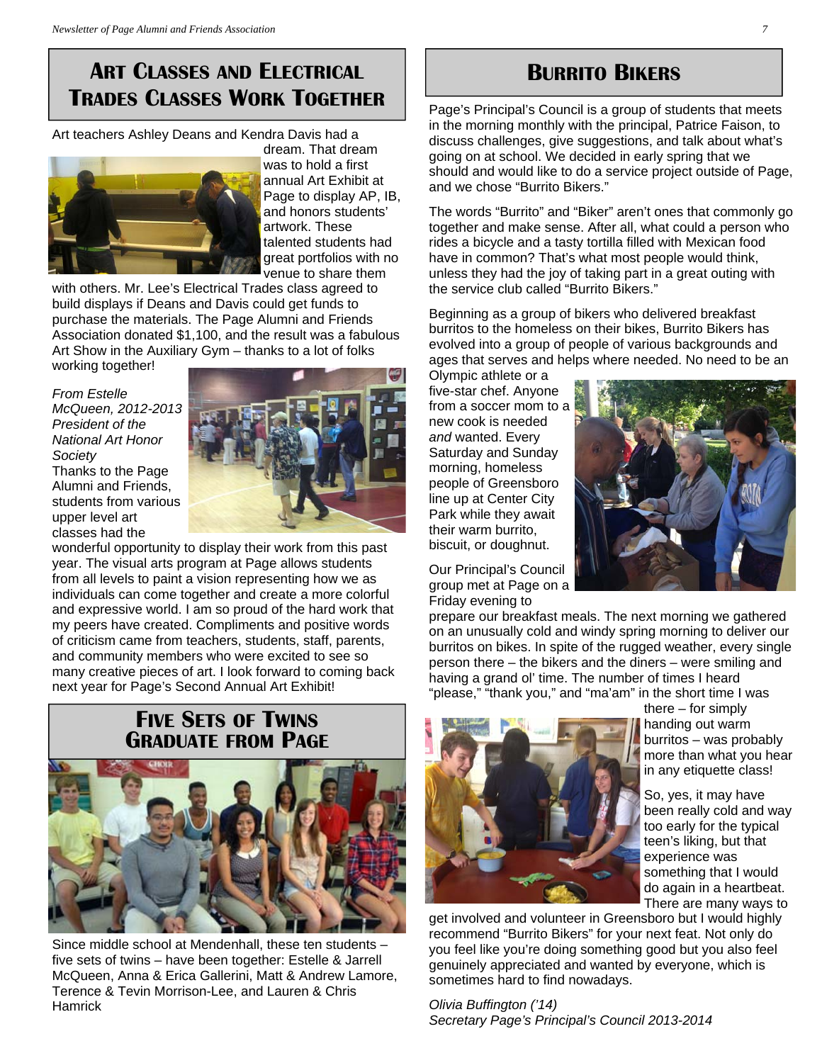## Art Classes and Electrical Trades Classes Work Together

Art teachers Ashley Deans and Kendra Davis had a dream. That dream was to hold a first annual Art Exhibit at Page to display AP, IB, and honors students' artwork. These talented students had great portfolios with no venue to share them with others. Mr. Lee's Electrical Trades class agreed to build displays if Deans and Davis could get funds to purchase the materials. The Page Alumni and Friends Association donated $1,100, and the result was a fabulous Art Show in the Auxiliary Gym – thanks to a lot of folks working together!

*From Estelle McQueen, 2012-2013 President of the National Art Honor Society*

Thanks to the Page Alumni and Friends, students from various upper level art classes had the wonderful opportunity to display their work from this past year. The visual arts program at Page allows students from all levels to paint a vision representing how we as individuals can come together and create a more colorful and expressive world. I am so proud of the hard work that my peers have created. Compliments and positive words of criticism came from teachers, students, staff, parents, and community members who were excited to see so many creative pieces of art. I look forward to coming back next year for Page's Second Annual Art Exhibit!

## Five Sets of Twins Graduate from Page

Since middle school at Mendenhall, these ten students – five sets of twins – have been together: Estelle & Jarrell McQueen, Anna & Erica Gallerini, Matt & Andrew Lamore, Terence & Tevin Morrison-Lee, and Lauren & Chris Hamrick

## Burrito Bikers

Page's Principal's Council is a group of students that meets in the morning monthly with the principal, Patrice Faison, to discuss challenges, give suggestions, and talk about what's going on at school. We decided in early spring that we should and would like to do a service project outside of Page, and we chose "Burrito Bikers."

The words "Burrito" and "Biker" aren't ones that commonly go together and make sense. After all, what could a person who rides a bicycle and a tasty tortilla filled with Mexican food have in common? That's what most people would think, unless they had the joy of taking part in a great outing with the service club called "Burrito Bikers."

Beginning as a group of bikers who delivered breakfast burritos to the homeless on their bikes, Burrito Bikers has evolved into a group of people of various backgrounds and ages that serves and helps where needed. No need to be an Olympic athlete or a five-star chef. Anyone from a soccer mom to a new cook is needed *and* wanted. Every Saturday and Sunday morning, homeless people of Greensboro line up at Center City Park while they await their warm burrito, biscuit, or doughnut.

Our Principal's Council group met at Page on a Friday evening to prepare our breakfast meals. The next morning we gathered on an unusually cold and windy spring morning to deliver our burritos on bikes. In spite of the rugged weather, every single person there – the bikers and the diners – were smiling and having a grand ol' time. The number of times I heard "please," "thank you," and "ma'am" in the short time I was there – for simply handing out warm burritos – was probably more than what you hear in any etiquette class!

So, yes, it may have been really cold and way too early for the typical teen's liking, but that experience was something that I would do again in a heartbeat. There are many ways to get involved and volunteer in Greensboro but I would highly recommend "Burrito Bikers" for your next feat. Not only do you feel like you're doing something good but you also feel genuinely appreciated and wanted by everyone, which is sometimes hard to find nowadays.

*Olivia Buffington ('14)*
*Secretary Page's Principal's Council 2013-2014*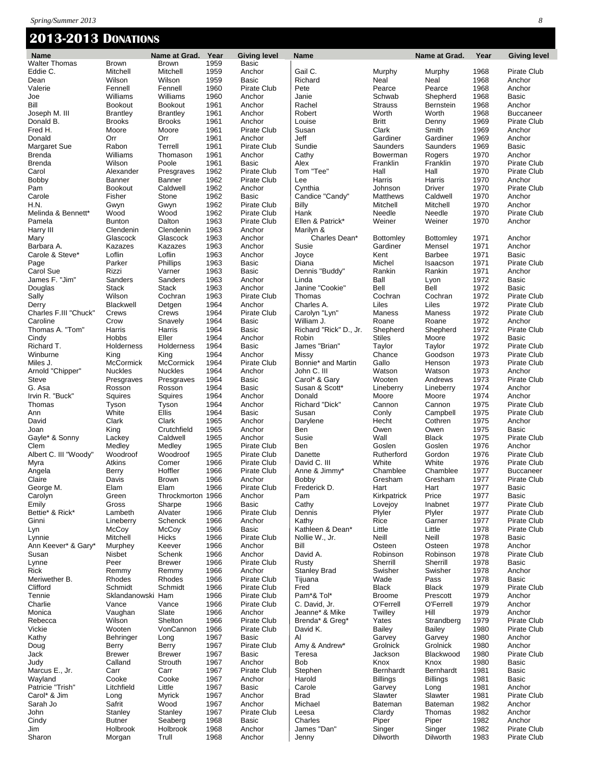## 2013-2013 Donations

| Name | | Name at Grad. | Year | Giving level |
|---|---|---|---|---|
| Walter Thomas | Brown | Brown | 1959 | Basic |
| Eddie C. | Mitchell | Mitchell | 1959 | Anchor |
| Dean | Wilson | Wilson | 1959 | Basic |
| Valerie | Fennell | Fennell | 1960 | Pirate Club |
| Joe | Williams | Williams | 1960 | Anchor |
| Bill | Bookout | Bookout | 1961 | Anchor |
| Joseph M. III | Brantley | Brantley | 1961 | Anchor |
| Donald B. | Brooks | Brooks | 1961 | Anchor |
| Fred H. | Moore | Moore | 1961 | Pirate Club |
| Donald | Orr | Orr | 1961 | Anchor |
| Margaret Sue | Rabon | Terrell | 1961 | Pirate Club |
| Brenda | Williams | Thomason | 1961 | Anchor |
| Brenda | Wilson | Poole | 1961 | Basic |
| Carol | Alexander | Presgraves | 1962 | Pirate Club |
| Bobby | Banner | Banner | 1962 | Pirate Club |
| Pam | Bookout | Caldwell | 1962 | Anchor |
| Carole | Fisher | Stone | 1962 | Basic |
| H.N. | Gwyn | Gwyn | 1962 | Pirate Club |
| Melinda & Bennett* | Wood | Wood | 1962 | Pirate Club |
| Pamela | Bunton | Dalton | 1963 | Pirate Club |
| Harry III | Clendenin | Clendenin | 1963 | Anchor |
| Mary | Glascock | Glascock | 1963 | Anchor |
| Barbara A. | Kazazes | Kazazes | 1963 | Anchor |
| Carole & Steve* | Loflin | Loflin | 1963 | Anchor |
| Page | Parker | Phillips | 1963 | Basic |
| Carol Sue | Rizzi | Varner | 1963 | Basic |
| James F. "Jim" | Sanders | Sanders | 1963 | Anchor |
| Douglas | Stack | Stack | 1963 | Anchor |
| Sally | Wilson | Cochran | 1963 | Pirate Club |
| Derry | Blackwell | Detgen | 1964 | Anchor |
| Charles F.III "Chuck" | Crews | Crews | 1964 | Pirate Club |
| Caroline | Crow | Snavely | 1964 | Basic |
| Thomas A. "Tom" | Harris | Harris | 1964 | Basic |
| Cindy | Hobbs | Eller | 1964 | Anchor |
| Richard T. | Holderness | Holderness | 1964 | Basic |
| Winburne | King | King | 1964 | Anchor |
| Miles J. | McCormick | McCormick | 1964 | Pirate Club |
| Arnold "Chipper" | Nuckles | Nuckles | 1964 | Anchor |
| Steve | Presgraves | Presgraves | 1964 | Basic |
| G. Asa | Rosson | Rosson | 1964 | Basic |
| Irvin R. "Buck" | Squires | Squires | 1964 | Anchor |
| Thomas | Tyson | Tyson | 1964 | Anchor |
| Ann | White | Ellis | 1964 | Basic |
| David | Clark | Clark | 1965 | Anchor |
| Joan | King | Crutchfield | 1965 | Anchor |
| Gayle* & Sonny | Lackey | Caldwell | 1965 | Anchor |
| Clem | Medley | Medley | 1965 | Pirate Club |
| Albert C. III "Woody" | Woodroof | Woodroof | 1965 | Pirate Club |
| Myra | Atkins | Comer | 1966 | Pirate Club |
| Angela | Berry | Hoffler | 1966 | Pirate Club |
| Claire | Davis | Brown | 1966 | Anchor |
| George M. | Elam | Elam | 1966 | Pirate Club |
| Carolyn | Green | Throckmorton | 1966 | Anchor |
| Emily | Gross | Sharpe | 1966 | Basic |
| Bettie* & Rick* | Lambeth | Alvater | 1966 | Pirate Club |
| Ginni | Lineberry | Schenck | 1966 | Anchor |
| Lyn | McCoy | McCoy | 1966 | Basic |
| Lynnie | Mitchell | Hicks | 1966 | Pirate Club |
| Ann Keever* & Gary* | Murphey | Keever | 1966 | Anchor |
| Susan | Nisbet | Schenk | 1966 | Anchor |
| Lynne | Peer | Brewer | 1966 | Pirate Club |
| Rick | Remmy | Remmy | 1966 | Anchor |
| Meriwether B. | Rhodes | Rhodes | 1966 | Pirate Club |
| Clifford | Schmidt | Schmidt | 1966 | Pirate Club |
| Tennie | Sklandanowski | Ham | 1966 | Pirate Club |
| Charlie | Vance | Vance | 1966 | Pirate Club |
| Monica | Vaughan | Slate | 1966 | Anchor |
| Rebecca | Wilson | Shelton | 1966 | Pirate Club |
| Vickie | Wooten | VonCannon | 1966 | Pirate Club |
| Kathy | Behringer | Long | 1967 | Basic |
| Doug | Berry | Berry | 1967 | Pirate Club |
| Jack | Brewer | Brewer | 1967 | Basic |
| Judy | Calland | Strouth | 1967 | Anchor |
| Marcus E., Jr. | Carr | Carr | 1967 | Pirate Club |
| Wayland | Cooke | Cooke | 1967 | Anchor |
| Patricie "Trish" | Litchfield | Little | 1967 | Basic |
| Carol* & Jim | Long | Myrick | 1967 | Anchor |
| Sarah Jo | Safrit | Wood | 1967 | Anchor |
| John | Stanley | Stanley | 1967 | Pirate Club |
| Cindy | Butner | Seaberg | 1968 | Basic |
| Jim | Holbrook | Holbrook | 1968 | Anchor |
| Sharon | Morgan | Trull | 1968 | Anchor |
| Gail C. | Murphy | Murphy | 1968 | Pirate Club |
| Richard | Neal | Neal | 1968 | Anchor |
| Pete | Pearce | Pearce | 1968 | Anchor |
| Janie | Schwab | Shepherd | 1968 | Basic |
| Rachel | Strauss | Bernstein | 1968 | Anchor |
| Robert | Worth | Worth | 1968 | Buccaneer |
| Louise | Britt | Denny | 1969 | Pirate Club |
| Susan | Clark | Smith | 1969 | Anchor |
| Jeff | Gardiner | Gardiner | 1969 | Anchor |
| Sundie | Saunders | Saunders | 1969 | Basic |
| Cathy | Bowerman | Rogers | 1970 | Anchor |
| Alex | Franklin | Franklin | 1970 | Pirate Club |
| Tom "Tee" | Hall | Hall | 1970 | Pirate Club |
| Lee | Harris | Harris | 1970 | Anchor |
| Cynthia | Johnson | Driver | 1970 | Pirate Club |
| Candice "Candy" | Matthews | Caldwell | 1970 | Anchor |
| Billy | Mitchell | Mitchell | 1970 | Anchor |
| Hank | Needle | Needle | 1970 | Pirate Club |
| Ellen & Patrick* | Weiner | Weiner | 1970 | Anchor |
| Marilyn & Charles Dean* | Bottomley | Bottomley | 1971 | Anchor |
| Susie | Gardiner | Mensel | 1971 | Anchor |
| Joyce | Kent | Barbee | 1971 | Basic |
| Diana | Michel | Isaacson | 1971 | Pirate Club |
| Dennis "Buddy" | Rankin | Rankin | 1971 | Anchor |
| Linda | Ball | Lyon | 1972 | Basic |
| Janine "Cookie" | Bell | Bell | 1972 | Basic |
| Thomas | Cochran | Cochran | 1972 | Pirate Club |
| Charles A. | Liles | Liles | 1972 | Pirate Club |
| Carolyn "Lyn" | Maness | Maness | 1972 | Pirate Club |
| William J. | Roane | Roane | 1972 | Anchor |
| Richard "Rick" D., Jr. | Shepherd | Shepherd | 1972 | Pirate Club |
| Robin | Stiles | Moore | 1972 | Basic |
| James "Brian" | Taylor | Taylor | 1972 | Pirate Club |
| Missy | Chance | Goodson | 1973 | Pirate Club |
| Bonnie* and Martin | Gallo | Henson | 1973 | Pirate Club |
| John C. III | Watson | Watson | 1973 | Anchor |
| Carol* & Gary | Wooten | Andrews | 1973 | Pirate Club |
| Susan & Scott* | Lineberry | Lineberry | 1974 | Anchor |
| Donald | Moore | Moore | 1974 | Anchor |
| Richard "Dick" | Cannon | Cannon | 1975 | Pirate Club |
| Susan | Conly | Campbell | 1975 | Pirate Club |
| Darylene | Hecht | Cothren | 1975 | Anchor |
| Ben | Owen | Owen | 1975 | Basic |
| Susie | Wall | Black | 1975 | Pirate Club |
| Ben | Goslen | Goslen | 1976 | Anchor |
| Danette | Rutherford | Gordon | 1976 | Pirate Club |
| David C. III | White | White | 1976 | Pirate Club |
| Anne & Jimmy* | Chamblee | Chamblee | 1977 | Buccaneer |
| Bobby | Gresham | Gresham | 1977 | Pirate Club |
| Frederick D. | Hart | Hart | 1977 | Basic |
| Pam | Kirkpatrick | Price | 1977 | Basic |
| Cathy | Lovejoy | Inabnet | 1977 | Pirate Club |
| Dennis | Plyler | Plyler | 1977 | Pirate Club |
| Kathy | Rice | Garner | 1977 | Pirate Club |
| Kathleen & Dean* | Little | Little | 1978 | Pirate Club |
| Nollie W., Jr. | Neill | Neill | 1978 | Basic |
| Bill | Osteen | Osteen | 1978 | Anchor |
| David A. | Robinson | Robinson | 1978 | Pirate Club |
| Rusty | Sherrill | Sherrill | 1978 | Basic |
| Stanley Brad | Swisher | Swisher | 1978 | Anchor |
| Tijuana | Wade | Pass | 1978 | Basic |
| Fred | Black | Black | 1979 | Pirate Club |
| Pam*& Tol* | Broome | Prescott | 1979 | Anchor |
| C. David, Jr. | O'Ferrell | O'Ferrell | 1979 | Anchor |
| Jeanne* & Mike | Twilley | Hill | 1979 | Anchor |
| Brenda* & Greg* | Yates | Strandberg | 1979 | Pirate Club |
| David K. | Bailey | Bailey | 1980 | Pirate Club |
| Al | Garvey | Garvey | 1980 | Anchor |
| Amy & Andrew* | Grolnick | Grolnick | 1980 | Anchor |
| Teresa | Jackson | Blackwood | 1980 | Pirate Club |
| Bob | Knox | Knox | 1980 | Basic |
| Stephen | Bernhardt | Bernhardt | 1981 | Basic |
| Harold | Billings | Billings | 1981 | Basic |
| Carole | Garvey | Long | 1981 | Anchor |
| Brad | Slawter | Slawter | 1981 | Pirate Club |
| Michael | Bateman | Bateman | 1982 | Anchor |
| Leesa | Clardy | Thomas | 1982 | Anchor |
| Charles | Piper | Piper | 1982 | Anchor |
| James "Dan" | Singer | Singer | 1982 | Pirate Club |
| Jenny | Dilworth | Dilworth | 1983 | Pirate Club |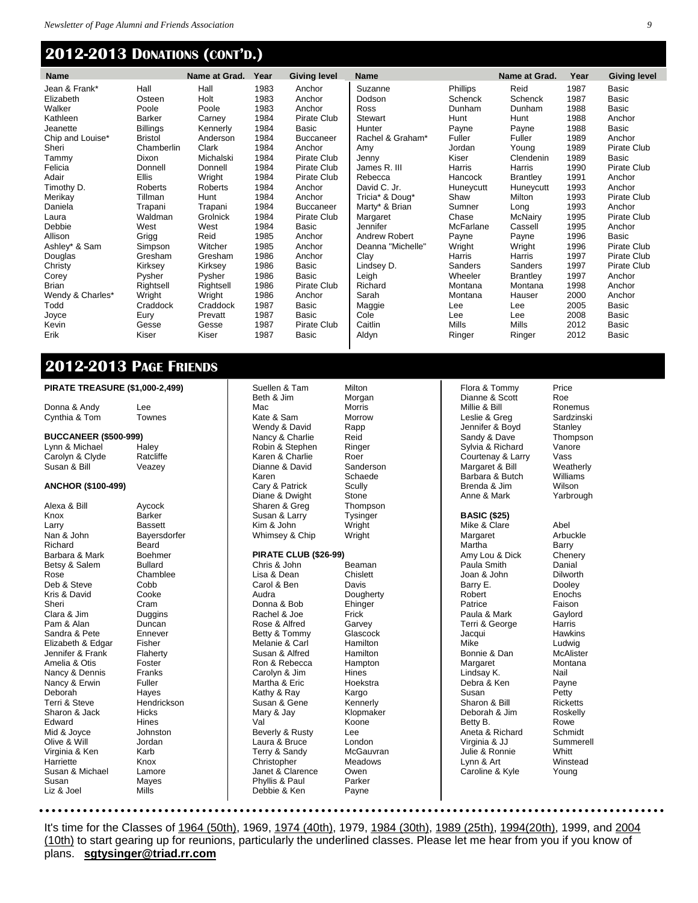## 2012-2013 Donations (cont'd.)

| Name | | Name at Grad. | Year | Giving level |
|---|---|---|---|---|
| Jean & Frank* | Hall | Hall | 1983 | Anchor |
| Elizabeth | Osteen | Holt | 1983 | Anchor |
| Walker | Poole | Poole | 1983 | Anchor |
| Kathleen | Barker | Carney | 1984 | Pirate Club |
| Jeanette | Billings | Kennerly | 1984 | Basic |
| Chip and Louise* | Bristol | Anderson | 1984 | Buccaneer |
| Sheri | Chamberlin | Clark | 1984 | Anchor |
| Tammy | Dixon | Michalski | 1984 | Pirate Club |
| Felicia | Donnell | Donnell | 1984 | Pirate Club |
| Adair | Ellis | Wright | 1984 | Pirate Club |
| Timothy D. | Roberts | Roberts | 1984 | Anchor |
| Merikay | Tillman | Hunt | 1984 | Anchor |
| Daniela | Trapani | Trapani | 1984 | Buccaneer |
| Laura | Waldman | Grolnick | 1984 | Pirate Club |
| Debbie | West | West | 1984 | Basic |
| Allison | Grigg | Reid | 1985 | Anchor |
| Ashley* & Sam | Simpson | Witcher | 1985 | Anchor |
| Douglas | Gresham | Gresham | 1986 | Anchor |
| Christy | Kirksey | Kirksey | 1986 | Basic |
| Corey | Pysher | Pysher | 1986 | Basic |
| Brian | Rightsell | Rightsell | 1986 | Pirate Club |
| Wendy & Charles* | Wright | Wright | 1986 | Anchor |
| Todd | Craddock | Craddock | 1987 | Basic |
| Joyce | Eury | Prevatt | 1987 | Basic |
| Kevin | Gesse | Gesse | 1987 | Pirate Club |
| Erik | Kiser | Kiser | 1987 | Basic |
| Suzanne | Phillips | Reid | 1987 | Basic |
| Dodson | Schenck | Schenck | 1987 | Basic |
| Ross | Dunham | Dunham | 1988 | Basic |
| Stewart | Hunt | Hunt | 1988 | Anchor |
| Hunter | Payne | Payne | 1988 | Basic |
| Rachel & Graham* | Fuller | Fuller | 1989 | Anchor |
| Amy | Jordan | Young | 1989 | Pirate Club |
| Jenny | Kiser | Clendenin | 1989 | Basic |
| James R. III | Harris | Harris | 1990 | Pirate Club |
| Rebecca | Hancock | Brantley | 1991 | Anchor |
| David C. Jr. | Huneycutt | Huneycutt | 1993 | Anchor |
| Tricia* & Doug* | Shaw | Milton | 1993 | Pirate Club |
| Marty* & Brian | Sumner | Long | 1993 | Anchor |
| Margaret | Chase | McNairy | 1995 | Pirate Club |
| Jennifer | McFarlane | Cassell | 1995 | Anchor |
| Andrew Robert | Payne | Payne | 1996 | Basic |
| Deanna "Michelle" | Wright | Wright | 1996 | Pirate Club |
| Clay | Harris | Harris | 1997 | Pirate Club |
| Lindsey D. | Sanders | Sanders | 1997 | Pirate Club |
| Leigh | Wheeler | Brantley | 1997 | Anchor |
| Richard | Montana | Montana | 1998 | Anchor |
| Sarah | Montana | Hauser | 2000 | Anchor |
| Maggie | Lee | Lee | 2005 | Basic |
| Cole | Lee | Lee | 2008 | Basic |
| Caitlin | Mills | Mills | 2012 | Basic |
| Aldyn | Ringer | Ringer | 2012 | Basic |

## 2012-2013 Page Friends

**PIRATE TREASURE ($1,000-2,499)**

Donna & Andy Lee
Cynthia & Tom Townes

**BUCCANEER ($500-999)**

Lynn & Michael Haley
Carolyn & Clyde Ratcliffe
Susan & Bill Veazey

**ANCHOR ($100-499)**

Alexa & Bill Aycock
Knox Barker
Larry Bassett
Nan & John Bayersdorfer
Richard Beard
Barbara & Mark Boehmer
Betsy & Salem Bullard
Rose Chamblee
Deb & Steve Cobb
Kris & David Cooke
Sheri Cram
Clara & Jim Duggins
Pam & Alan Duncan
Sandra & Pete Ennever
Elizabeth & Edgar Fisher
Jennifer & Frank Flaherty
Amelia & Otis Foster
Nancy & Dennis Franks
Nancy & Erwin Fuller
Deborah Hayes
Terri & Steve Hendrickson
Sharon & Jack Hicks
Edward Hines
Mid & Joyce Johnston
Olive & Will Jordan
Virginia & Ken Karb
Harriette Knox
Susan & Michael Lamore
Susan Mayes
Liz & Joel Mills
Suellen & Tam Milton
Beth & Jim Morgan
Mac Morris
Kate & Sam Morrow
Wendy & David Rapp
Nancy & Charlie Reid
Robin & Stephen Ringer
Karen & Charlie Roer
Dianne & David Sanderson
Karen Schaede
Cary & Patrick Scully
Diane & Dwight Stone
Sharen & Greg Thompson
Susan & Larry Tysinger
Kim & John Wright
Whimsey & Chip Wright

**PIRATE CLUB ($26-99)**

Chris & John Beaman
Lisa & Dean Chislett
Carol & Ben Davis
Audra Dougherty
Donna & Bob Ehinger
Rachel & Joe Frick
Rose & Alfred Garvey
Betty & Tommy Glascock
Melanie & Carl Hamilton
Susan & Alfred Hamilton
Ron & Rebecca Hampton
Carolyn & Jim Hines
Martha & Eric Hoekstra
Kathy & Ray Kargo
Susan & Gene Kennerly
Mary & Jay Klopmaker
Val Koone
Beverly & Rusty Lee
Laura & Bruce London
Terry & Sandy McGauvran
Christopher Meadows
Janet & Clarence Owen
Phyllis & Paul Parker
Debbie & Ken Payne
Flora & Tommy Price
Dianne & Scott Roe
Millie & Bill Ronemus
Leslie & Greg Sardzinski
Jennifer & Boyd Stanley
Sandy & Dave Thompson
Sylvia & Richard Vanore
Courtenay & Larry Vass
Margaret & Bill Weatherly
Barbara & Butch Williams
Brenda & Jim Wilson
Anne & Mark Yarbrough

**BASIC ($25)**

Mike & Clare Abel
Margaret Arbuckle
Martha Barry
Amy Lou & Dick Chenery
Paula Smith Danial
Joan & John Dilworth
Barry E. Dooley
Robert Enochs
Patrice Faison
Paula & Mark Gaylord
Terri & George Harris
Jacqui Hawkins
Mike Ludwig
Bonnie & Dan McAlister
Margaret Montana
Lindsay K. Nail
Debra & Ken Payne
Susan Petty
Sharon & Bill Ricketts
Deborah & Jim Roskelly
Betty B. Rowe
Aneta & Richard Schmidt
Virginia & JJ Summerell
Julie & Ronnie Whitt
Lynn & Art Winstead
Caroline & Kyle Young

It's time for the Classes of 1964 (50th), 1969, 1974 (40th), 1979, 1984 (30th), 1989 (25th), 1994(20th), 1999, and 2004 (10th) to start gearing up for reunions, particularly the underlined classes. Please let me hear from you if you know of plans. **sgtysinger@triad.rr.com**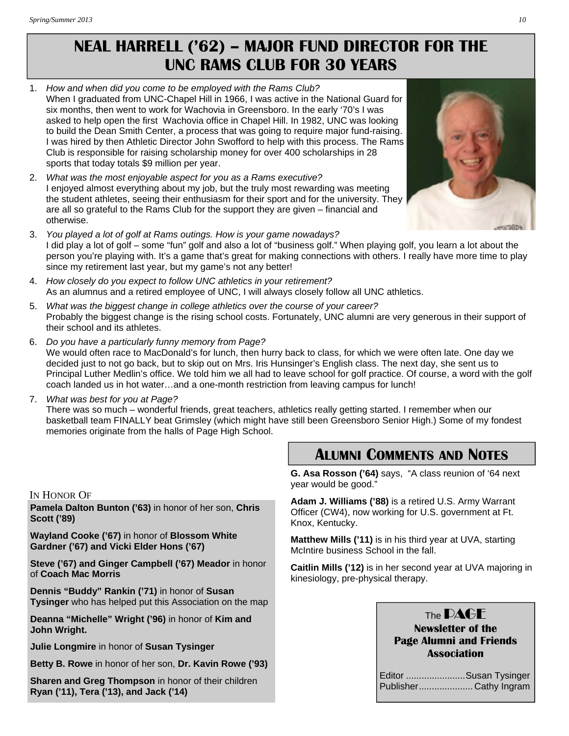# NEAL HARRELL ('62) – MAJOR FUND DIRECTOR FOR THE UNC RAMS CLUB FOR 30 YEARS

1. *How and when did you come to be employed with the Rams Club?*
   When I graduated from UNC-Chapel Hill in 1966, I was active in the National Guard for six months, then went to work for Wachovia in Greensboro. In the early '70's I was asked to help open the first Wachovia office in Chapel Hill. In 1982, UNC was looking to build the Dean Smith Center, a process that was going to require major fund-raising. I was hired by then Athletic Director John Swofford to help with this process. The Rams Club is responsible for raising scholarship money for over 400 scholarships in 28 sports that today totals $9 million per year.

2. *What was the most enjoyable aspect for you as a Rams executive?*
   I enjoyed almost everything about my job, but the truly most rewarding was meeting the student athletes, seeing their enthusiasm for their sport and for the university. They are all so grateful to the Rams Club for the support they are given – financial and otherwise.

3. *You played a lot of golf at Rams outings. How is your game nowadays?*
   I did play a lot of golf – some "fun" golf and also a lot of "business golf." When playing golf, you learn a lot about the person you're playing with. It's a game that's great for making connections with others. I really have more time to play since my retirement last year, but my game's not any better!

4. *How closely do you expect to follow UNC athletics in your retirement?*
   As an alumnus and a retired employee of UNC, I will always closely follow all UNC athletics.

5. *What was the biggest change in college athletics over the course of your career?*
   Probably the biggest change is the rising school costs. Fortunately, UNC alumni are very generous in their support of their school and its athletes.

6. *Do you have a particularly funny memory from Page?*
   We would often race to MacDonald's for lunch, then hurry back to class, for which we were often late. One day we decided just to not go back, but to skip out on Mrs. Iris Hunsinger's English class. The next day, she sent us to Principal Luther Medlin's office. We told him we all had to leave school for golf practice. Of course, a word with the golf coach landed us in hot water…and a one-month restriction from leaving campus for lunch!

7. *What was best for you at Page?*
   There was so much – wonderful friends, great teachers, athletics really getting started. I remember when our basketball team FINALLY beat Grimsley (which might have still been Greensboro Senior High.) Some of my fondest memories originate from the halls of Page High School.

## IN HONOR OF

**Pamela Dalton Bunton ('63)** in honor of her son, **Chris Scott ('89)**

**Wayland Cooke ('67)** in honor of **Blossom White Gardner ('67) and Vicki Elder Hons ('67)**

**Steve ('67) and Ginger Campbell ('67) Meador** in honor of **Coach Mac Morris**

**Dennis "Buddy" Rankin ('71)** in honor of **Susan Tysinger** who has helped put this Association on the map

**Deanna "Michelle" Wright ('96)** in honor of **Kim and John Wright.**

**Julie Longmire** in honor of **Susan Tysinger**

**Betty B. Rowe** in honor of her son, **Dr. Kavin Rowe ('93)**

**Sharen and Greg Thompson** in honor of their children **Ryan ('11), Tera ('13), and Jack ('14)**

## ALUMNI COMMENTS AND NOTES

**G. Asa Rosson ('64)** says, "A class reunion of '64 next year would be good."

**Adam J. Williams ('88)** is a retired U.S. Army Warrant Officer (CW4), now working for U.S. government at Ft. Knox, Kentucky.

**Matthew Mills ('11)** is in his third year at UVA, starting McIntire business School in the fall.

**Caitlin Mills ('12)** is in her second year at UVA majoring in kinesiology, pre-physical therapy.

The **PAGE**
**Newsletter of the Page Alumni and Friends Association**

Editor .......................Susan Tysinger
Publisher.....................Cathy Ingram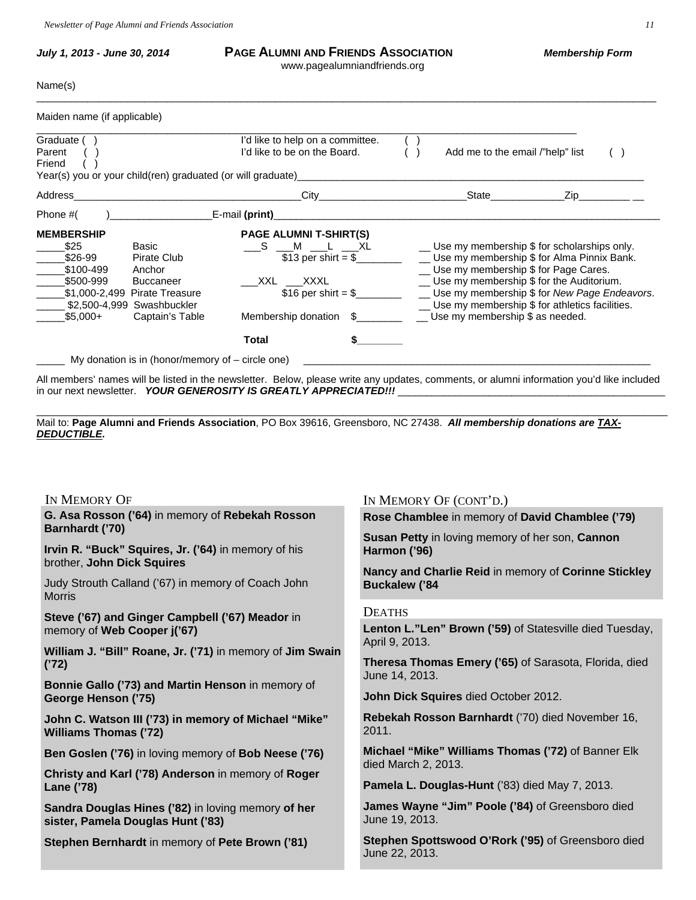**July 1, 2013 - June 30, 2014** | **PAGE ALUMNI AND FRIENDS ASSOCIATION** | **Membership Form**

www.pagealumniandfriends.org

Name(s) ____________________________________________________________________________

Maiden name (if applicable) ____________________________________________________________

Graduate ( ) &nbsp;&nbsp; I'd like to help on a committee. ( )
Parent ( ) &nbsp;&nbsp; I'd like to be on the Board. ( ) &nbsp;&nbsp; Add me to the email /"help" list ( )
Friend ( )

Year(s) you or your child(ren) graduated (or will graduate)_______________________________

Address_______________________City__________________State___________Zip_________ __

Phone #( )_________________E-mail **(print)**_____________________________________

**MEMBERSHIP**

- _____$25 Basic
- _____$26-99 Pirate Club
- _____$100-499 Anchor
- _____$500-999 Buccaneer
- _____$1,000-2,499 Pirate Treasure
- _____ $2,500-4,999 Swashbuckler
- _____$5,000+ Captain's Table

**PAGE ALUMNI T-SHIRT(S)**

___S ___M ___L ___XL
$13 per shirt = $________

___XXL ___XXXL
$16 per shirt = $________

Membership donation $________

**Total** **$________**

- __ Use my membership $ for scholarships only.
- __ Use my membership $ for Alma Pinnix Bank.
- __ Use my membership $ for Page Cares.
- __ Use my membership $ for the Auditorium.
- __ Use my membership $ for *New Page Endeavors*.
- __ Use my membership $ for athletics facilities.
- __ Use my membership $ as needed.

_____ My donation is in (honor/memory of – circle one) ___________________________________

All members' names will be listed in the newsletter. Below, please write any updates, comments, or alumni information you'd like included in our next newsletter. ***YOUR GENEROSITY IS GREATLY APPRECIATED!!!*** ___________________________

____________________________________________________________________________

Mail to: **Page Alumni and Friends Association**, PO Box 39616, Greensboro, NC 27438. ***All membership donations are TAX-DEDUCTIBLE.***

## IN MEMORY OF

**G. Asa Rosson ('64)** in memory of **Rebekah Rosson Barnhardt ('70)**

**Irvin R. "Buck" Squires, Jr. ('64)** in memory of his brother, **John Dick Squires**

Judy Strouth Calland ('67) in memory of Coach John Morris

**Steve ('67) and Ginger Campbell ('67) Meador** in memory of **Web Cooper j('67)**

**William J. "Bill" Roane, Jr. ('71)** in memory of **Jim Swain ('72)**

**Bonnie Gallo ('73) and Martin Henson** in memory of **George Henson ('75)**

**John C. Watson III ('73) in memory of Michael "Mike" Williams Thomas ('72)**

**Ben Goslen ('76)** in loving memory of **Bob Neese ('76)**

**Christy and Karl ('78) Anderson** in memory of **Roger Lane ('78)**

**Sandra Douglas Hines ('82)** in loving memory **of her sister, Pamela Douglas Hunt ('83)**

**Stephen Bernhardt** in memory of **Pete Brown ('81)**

## IN MEMORY OF (CONT'D.)

**Rose Chamblee** in memory of **David Chamblee ('79)**

**Susan Petty** in loving memory of her son, **Cannon Harmon ('96)**

**Nancy and Charlie Reid** in memory of **Corinne Stickley Buckalew ('84**

## DEATHS

**Lenton L."Len" Brown ('59)** of Statesville died Tuesday, April 9, 2013.

**Theresa Thomas Emery ('65)** of Sarasota, Florida, died June 14, 2013.

**John Dick Squires** died October 2012.

**Rebekah Rosson Barnhardt** ('70) died November 16, 2011.

**Michael "Mike" Williams Thomas ('72)** of Banner Elk died March 2, 2013.

**Pamela L. Douglas-Hunt** ('83) died May 7, 2013.

**James Wayne "Jim" Poole ('84)** of Greensboro died June 19, 2013.

**Stephen Spottswood O'Rork ('95)** of Greensboro died June 22, 2013.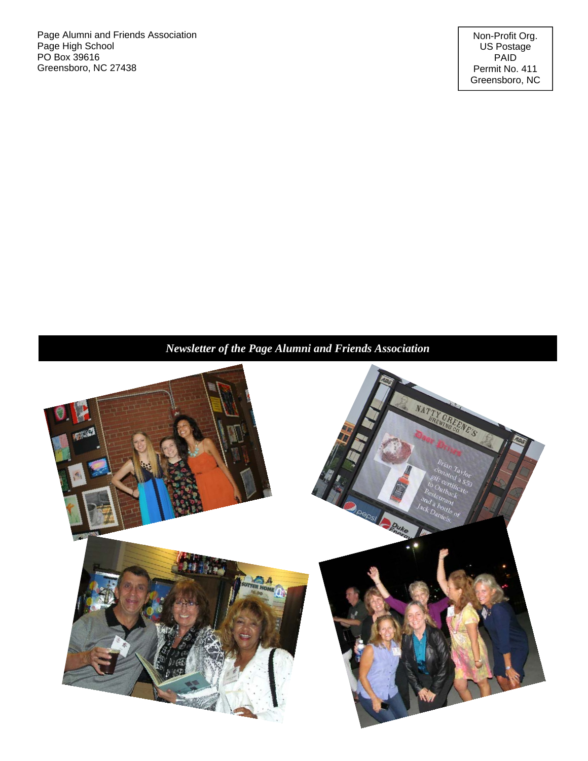Page Alumni and Friends Association
Page High School
PO Box 39616
Greensboro, NC 27438

Non-Profit Org.
US Postage
PAID
Permit No. 411
Greensboro, NC

***Newsletter of the Page Alumni and Friends Association***